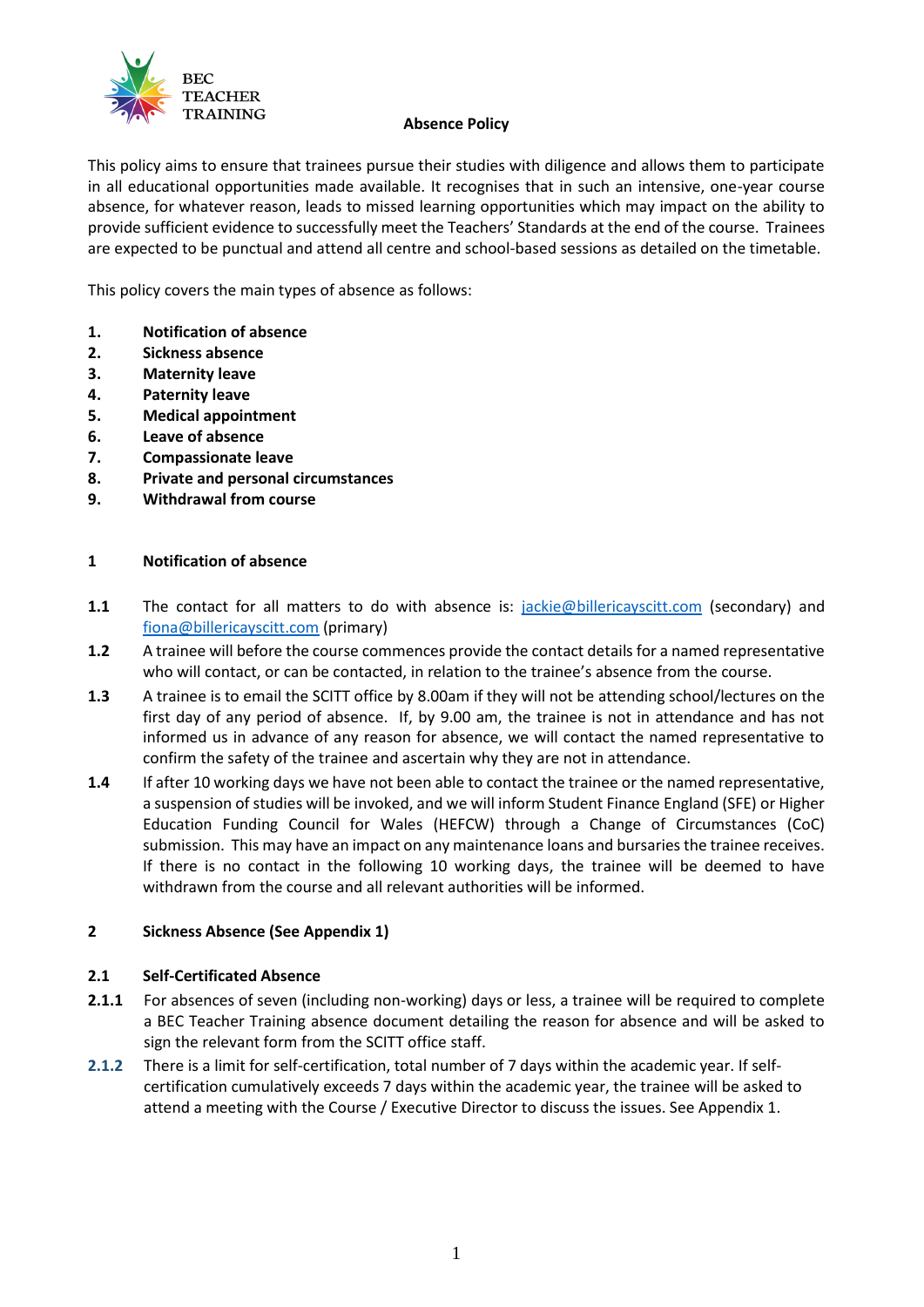BEC TEACHER TRAINING

# Absence Policy

This policy aims to ensure that trainees pursue their studies with diligence and allows them to participate in all educational opportunities made available. It recognises that in such an intensive, one-year course absence, for whatever reason, leads to missed learning opportunities which may impact on the ability to provide sufficient evidence to successfully meet the Teachers' Standards at the end of the course. Trainees are expected to be punctual and attend all centre and school-based sessions as detailed on the timetable.

This policy covers the main types of absence as follows:

1. **Notification of absence**
2. **Sickness absence**
3. **Maternity leave**
4. **Paternity leave**
5. **Medical appointment**
6. **Leave of absence**
7. **Compassionate leave**
8. **Private and personal circumstances**
9. **Withdrawal from course**

## 1 Notification of absence

**1.1** The contact for all matters to do with absence is: [jackie@billericayscitt.com](mailto:jackie@billericayscitt.com) (secondary) and [fiona@billericayscitt.com](mailto:fiona@billericayscitt.com) (primary)

**1.2** A trainee will before the course commences provide the contact details for a named representative who will contact, or can be contacted, in relation to the trainee's absence from the course.

**1.3** A trainee is to email the SCITT office by 8.00am if they will not be attending school/lectures on the first day of any period of absence. If, by 9.00 am, the trainee is not in attendance and has not informed us in advance of any reason for absence, we will contact the named representative to confirm the safety of the trainee and ascertain why they are not in attendance.

**1.4** If after 10 working days we have not been able to contact the trainee or the named representative, a suspension of studies will be invoked, and we will inform Student Finance England (SFE) or Higher Education Funding Council for Wales (HEFCW) through a Change of Circumstances (CoC) submission. This may have an impact on any maintenance loans and bursaries the trainee receives. If there is no contact in the following 10 working days, the trainee will be deemed to have withdrawn from the course and all relevant authorities will be informed.

## 2 Sickness Absence (See Appendix 1)

### 2.1 Self-Certificated Absence

**2.1.1** For absences of seven (including non-working) days or less, a trainee will be required to complete a BEC Teacher Training absence document detailing the reason for absence and will be asked to sign the relevant form from the SCITT office staff.

**2.1.2** There is a limit for self-certification, total number of 7 days within the academic year. If self-certification cumulatively exceeds 7 days within the academic year, the trainee will be asked to attend a meeting with the Course / Executive Director to discuss the issues. See Appendix 1.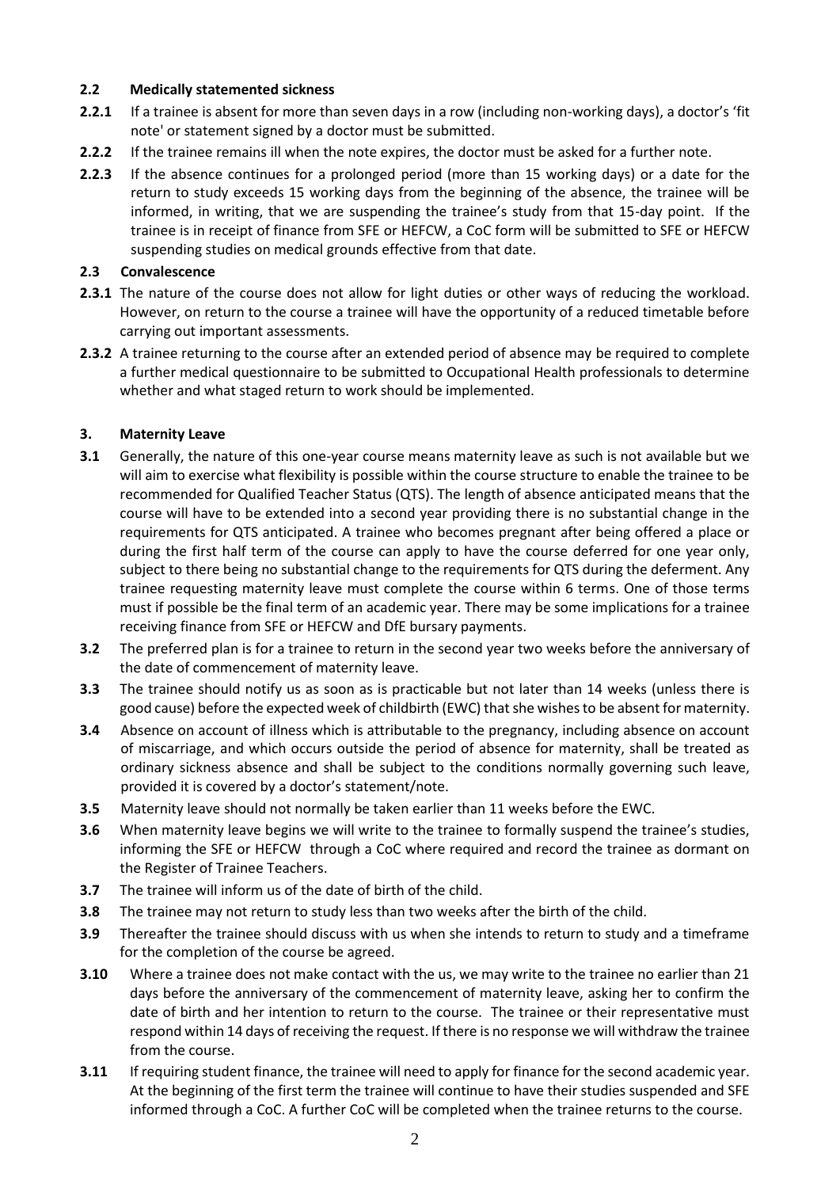### 2.2 Medically statemented sickness

**2.2.1** If a trainee is absent for more than seven days in a row (including non-working days), a doctor's 'fit note' or statement signed by a doctor must be submitted.

**2.2.2** If the trainee remains ill when the note expires, the doctor must be asked for a further note.

**2.2.3** If the absence continues for a prolonged period (more than 15 working days) or a date for the return to study exceeds 15 working days from the beginning of the absence, the trainee will be informed, in writing, that we are suspending the trainee's study from that 15-day point. If the trainee is in receipt of finance from SFE or HEFCW, a CoC form will be submitted to SFE or HEFCW suspending studies on medical grounds effective from that date.

### 2.3 Convalescence

**2.3.1** The nature of the course does not allow for light duties or other ways of reducing the workload. However, on return to the course a trainee will have the opportunity of a reduced timetable before carrying out important assessments.

**2.3.2** A trainee returning to the course after an extended period of absence may be required to complete a further medical questionnaire to be submitted to Occupational Health professionals to determine whether and what staged return to work should be implemented.

## 3. Maternity Leave

**3.1** Generally, the nature of this one-year course means maternity leave as such is not available but we will aim to exercise what flexibility is possible within the course structure to enable the trainee to be recommended for Qualified Teacher Status (QTS). The length of absence anticipated means that the course will have to be extended into a second year providing there is no substantial change in the requirements for QTS anticipated. A trainee who becomes pregnant after being offered a place or during the first half term of the course can apply to have the course deferred for one year only, subject to there being no substantial change to the requirements for QTS during the deferment. Any trainee requesting maternity leave must complete the course within 6 terms. One of those terms must if possible be the final term of an academic year. There may be some implications for a trainee receiving finance from SFE or HEFCW and DfE bursary payments.

**3.2** The preferred plan is for a trainee to return in the second year two weeks before the anniversary of the date of commencement of maternity leave.

**3.3** The trainee should notify us as soon as is practicable but not later than 14 weeks (unless there is good cause) before the expected week of childbirth (EWC) that she wishes to be absent for maternity.

**3.4** Absence on account of illness which is attributable to the pregnancy, including absence on account of miscarriage, and which occurs outside the period of absence for maternity, shall be treated as ordinary sickness absence and shall be subject to the conditions normally governing such leave, provided it is covered by a doctor's statement/note.

**3.5** Maternity leave should not normally be taken earlier than 11 weeks before the EWC.

**3.6** When maternity leave begins we will write to the trainee to formally suspend the trainee's studies, informing the SFE or HEFCW through a CoC where required and record the trainee as dormant on the Register of Trainee Teachers.

**3.7** The trainee will inform us of the date of birth of the child.

**3.8** The trainee may not return to study less than two weeks after the birth of the child.

**3.9** Thereafter the trainee should discuss with us when she intends to return to study and a timeframe for the completion of the course be agreed.

**3.10** Where a trainee does not make contact with the us, we may write to the trainee no earlier than 21 days before the anniversary of the commencement of maternity leave, asking her to confirm the date of birth and her intention to return to the course. The trainee or their representative must respond within 14 days of receiving the request. If there is no response we will withdraw the trainee from the course.

**3.11** If requiring student finance, the trainee will need to apply for finance for the second academic year. At the beginning of the first term the trainee will continue to have their studies suspended and SFE informed through a CoC. A further CoC will be completed when the trainee returns to the course.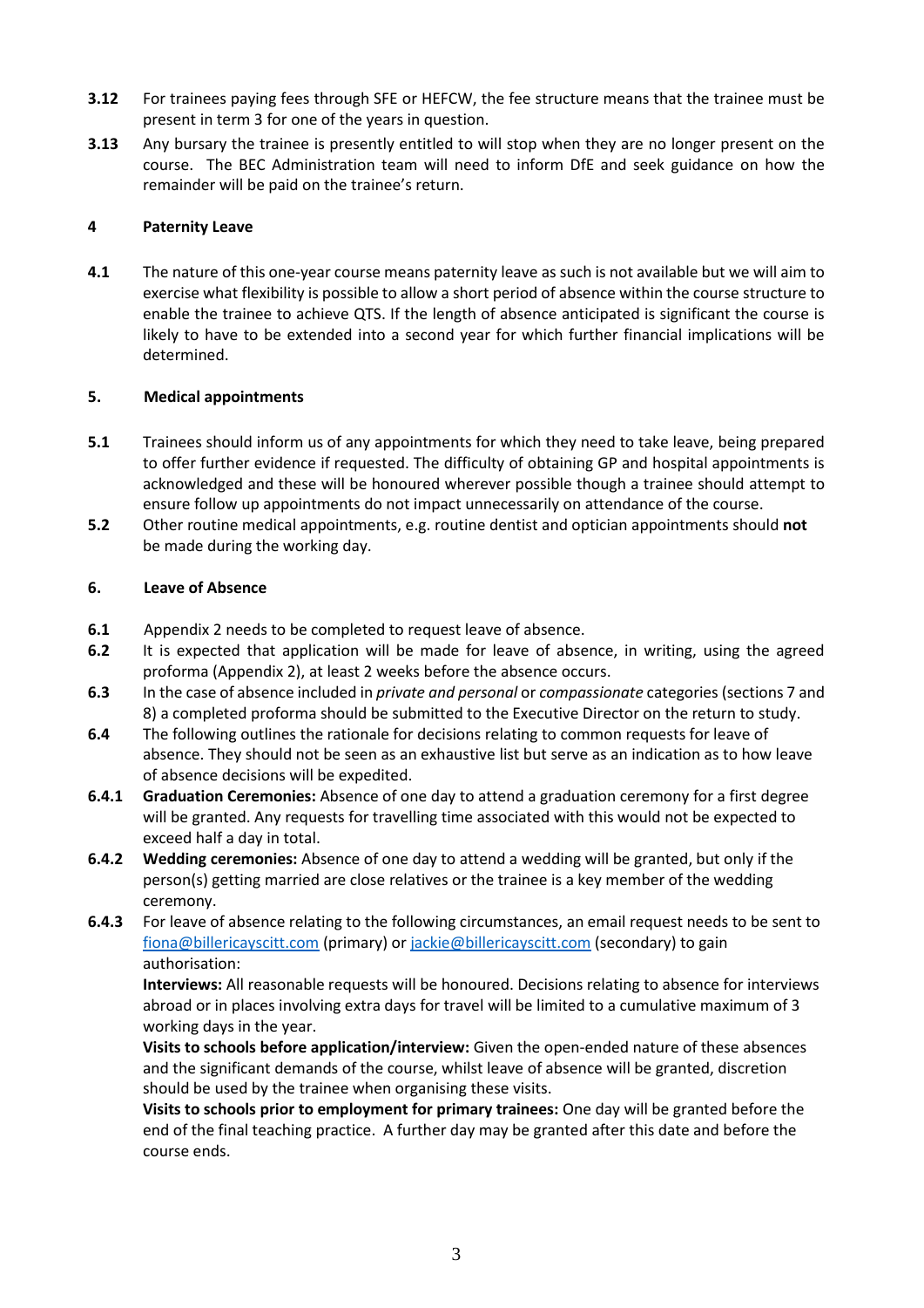**3.12** For trainees paying fees through SFE or HEFCW, the fee structure means that the trainee must be present in term 3 for one of the years in question.

**3.13** Any bursary the trainee is presently entitled to will stop when they are no longer present on the course. The BEC Administration team will need to inform DfE and seek guidance on how the remainder will be paid on the trainee's return.

## 4 Paternity Leave

**4.1** The nature of this one-year course means paternity leave as such is not available but we will aim to exercise what flexibility is possible to allow a short period of absence within the course structure to enable the trainee to achieve QTS. If the length of absence anticipated is significant the course is likely to have to be extended into a second year for which further financial implications will be determined.

## 5. Medical appointments

**5.1** Trainees should inform us of any appointments for which they need to take leave, being prepared to offer further evidence if requested. The difficulty of obtaining GP and hospital appointments is acknowledged and these will be honoured wherever possible though a trainee should attempt to ensure follow up appointments do not impact unnecessarily on attendance of the course.

**5.2** Other routine medical appointments, e.g. routine dentist and optician appointments should **not** be made during the working day.

## 6. Leave of Absence

**6.1** Appendix 2 needs to be completed to request leave of absence.

**6.2** It is expected that application will be made for leave of absence, in writing, using the agreed proforma (Appendix 2), at least 2 weeks before the absence occurs.

**6.3** In the case of absence included in *private and personal* or *compassionate* categories (sections 7 and 8) a completed proforma should be submitted to the Executive Director on the return to study.

**6.4** The following outlines the rationale for decisions relating to common requests for leave of absence. They should not be seen as an exhaustive list but serve as an indication as to how leave of absence decisions will be expedited.

**6.4.1** **Graduation Ceremonies:** Absence of one day to attend a graduation ceremony for a first degree will be granted. Any requests for travelling time associated with this would not be expected to exceed half a day in total.

**6.4.2** **Wedding ceremonies:** Absence of one day to attend a wedding will be granted, but only if the person(s) getting married are close relatives or the trainee is a key member of the wedding ceremony.

**6.4.3** For leave of absence relating to the following circumstances, an email request needs to be sent to fiona@billericayscitt.com (primary) or jackie@billericayscitt.com (secondary) to gain authorisation:

**Interviews:** All reasonable requests will be honoured. Decisions relating to absence for interviews abroad or in places involving extra days for travel will be limited to a cumulative maximum of 3 working days in the year.

**Visits to schools before application/interview:** Given the open-ended nature of these absences and the significant demands of the course, whilst leave of absence will be granted, discretion should be used by the trainee when organising these visits.

**Visits to schools prior to employment for primary trainees:** One day will be granted before the end of the final teaching practice. A further day may be granted after this date and before the course ends.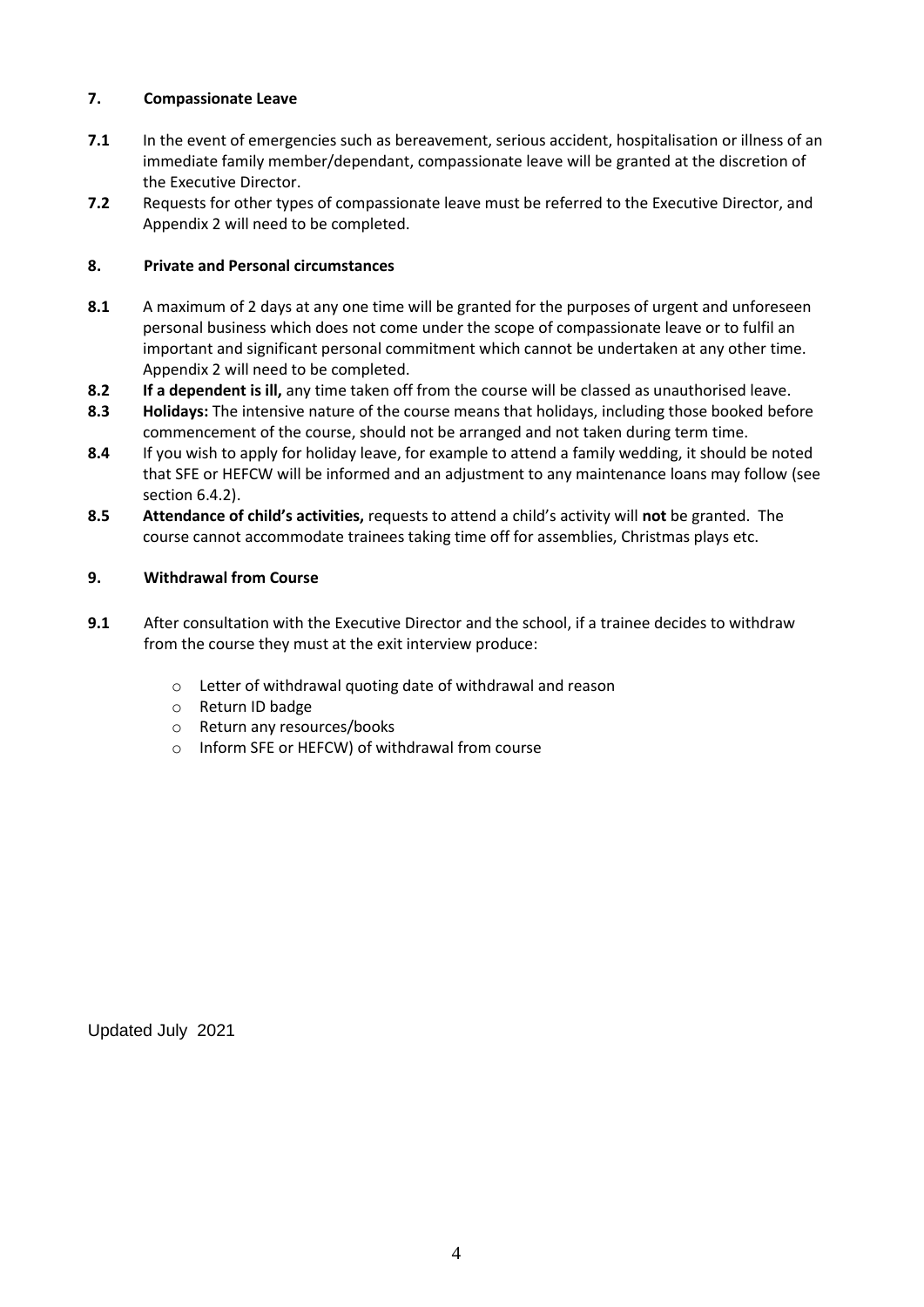## 7. Compassionate Leave

**7.1** In the event of emergencies such as bereavement, serious accident, hospitalisation or illness of an immediate family member/dependant, compassionate leave will be granted at the discretion of the Executive Director.

**7.2** Requests for other types of compassionate leave must be referred to the Executive Director, and Appendix 2 will need to be completed.

## 8. Private and Personal circumstances

**8.1** A maximum of 2 days at any one time will be granted for the purposes of urgent and unforeseen personal business which does not come under the scope of compassionate leave or to fulfil an important and significant personal commitment which cannot be undertaken at any other time. Appendix 2 will need to be completed.

**8.2** **If a dependent is ill,** any time taken off from the course will be classed as unauthorised leave.

**8.3** **Holidays:** The intensive nature of the course means that holidays, including those booked before commencement of the course, should not be arranged and not taken during term time.

**8.4** If you wish to apply for holiday leave, for example to attend a family wedding, it should be noted that SFE or HEFCW will be informed and an adjustment to any maintenance loans may follow (see section 6.4.2).

**8.5** **Attendance of child's activities,** requests to attend a child's activity will **not** be granted. The course cannot accommodate trainees taking time off for assemblies, Christmas plays etc.

## 9. Withdrawal from Course

**9.1** After consultation with the Executive Director and the school, if a trainee decides to withdraw from the course they must at the exit interview produce:

- Letter of withdrawal quoting date of withdrawal and reason
- Return ID badge
- Return any resources/books
- Inform SFE or HEFCW) of withdrawal from course

Updated July 2021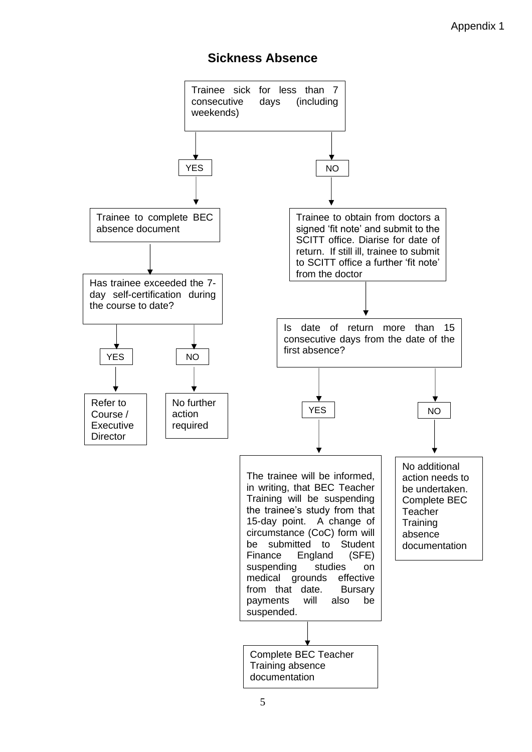Appendix 1

## Sickness Absence

Trainee sick for less than 7 consecutive days (including weekends)

- **YES** → Trainee to complete BEC absence document
  - Has trainee exceeded the 7-day self-certification during the course to date?
    - **YES** → Refer to Course / Executive Director
    - **NO** → No further action required
- **NO** → Trainee to obtain from doctors a signed 'fit note' and submit to the SCITT office. Diarise for date of return. If still ill, trainee to submit to SCITT office a further 'fit note' from the doctor
  - Is date of return more than 15 consecutive days from the date of the first absence?
    - **YES** → The trainee will be informed, in writing, that BEC Teacher Training will be suspending the trainee's study from that 15-day point. A change of circumstance (CoC) form will be submitted to Student Finance England (SFE) suspending studies on medical grounds effective from that date. Bursary payments will also be suspended.
      - → Complete BEC Teacher Training absence documentation
    - **NO** → No additional action needs to be undertaken. Complete BEC Teacher Training absence documentation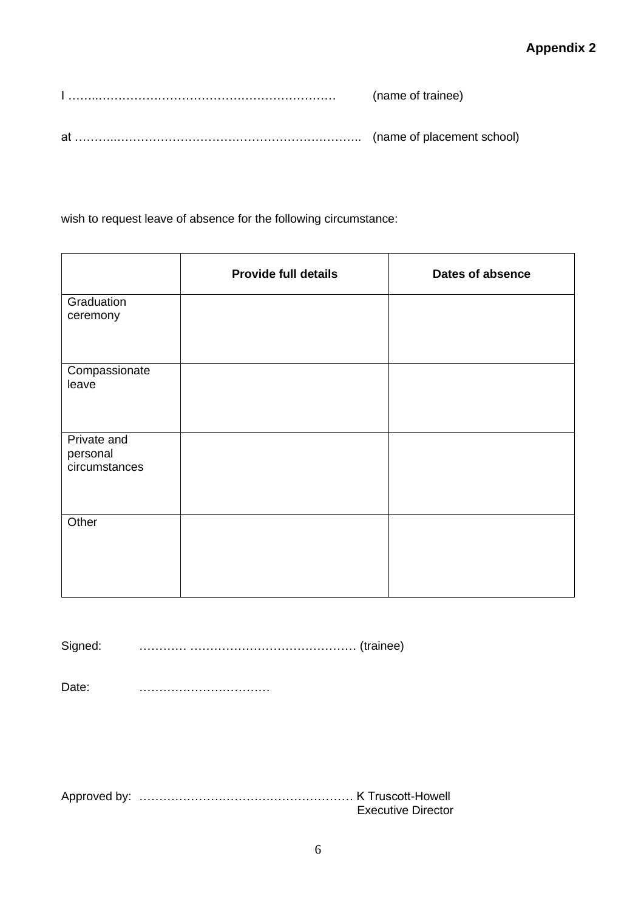**Appendix 2**

I ……..…………………….…………….…………….……  (name of trainee)

at ………..……………………………….………….……….. (name of placement school)

wish to request leave of absence for the following circumstance:

| | **Provide full details** | **Dates of absence** |
|---|---|---|
| Graduation ceremony | | |
| Compassionate leave | | |
| Private and personal circumstances | | |
| Other | | |

Signed: ……….. …………………………………… (trainee)

Date: ……………………………

Approved by: ………………….…………………………… K Truscott-Howell
Executive Director